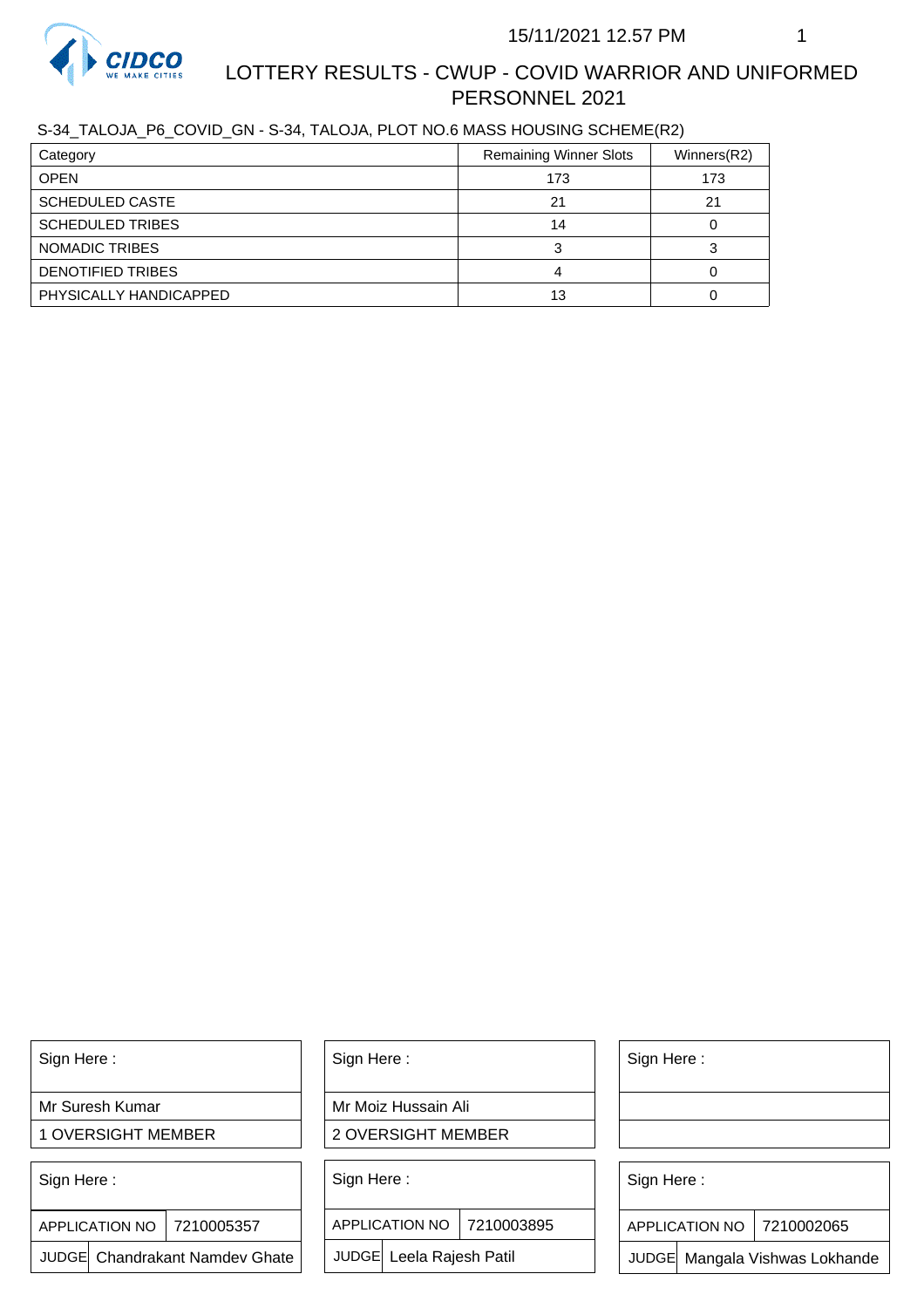# LOTTERY RESULTS - CWUP - COVID WARRIOR AND UNIFORMED PERSONNEL 2021

15/11/2021 12.57 PM

S-34_TALOJA_P6_COVID_GN - S-34, TALOJA, PLOT NO.6 MASS HOUSING SCHEME(R2)

| Category | Remaining Winner Slots | Winners(R2) |
|---|---|---|
| OPEN | 173 | 173 |
| SCHEDULED CASTE | 21 | 21 |
| SCHEDULED TRIBES | 14 | 0 |
| NOMADIC TRIBES | 3 | 3 |
| DENOTIFIED TRIBES | 4 | 0 |
| PHYSICALLY HANDICAPPED | 13 | 0 |

| Sign Here : | Sign Here : | Sign Here : |
|---|---|---|
| Mr Suresh Kumar | Mr Moiz Hussain Ali | |
| 1 OVERSIGHT MEMBER | 2 OVERSIGHT MEMBER | |

| Sign Here : | Sign Here : | Sign Here : |
|---|---|---|
| APPLICATION NO 7210005357 | APPLICATION NO 7210003895 | APPLICATION NO 7210002065 |
| JUDGE Chandrakant Namdev Ghate | JUDGE Leela Rajesh Patil | JUDGE Mangala Vishwas Lokhande |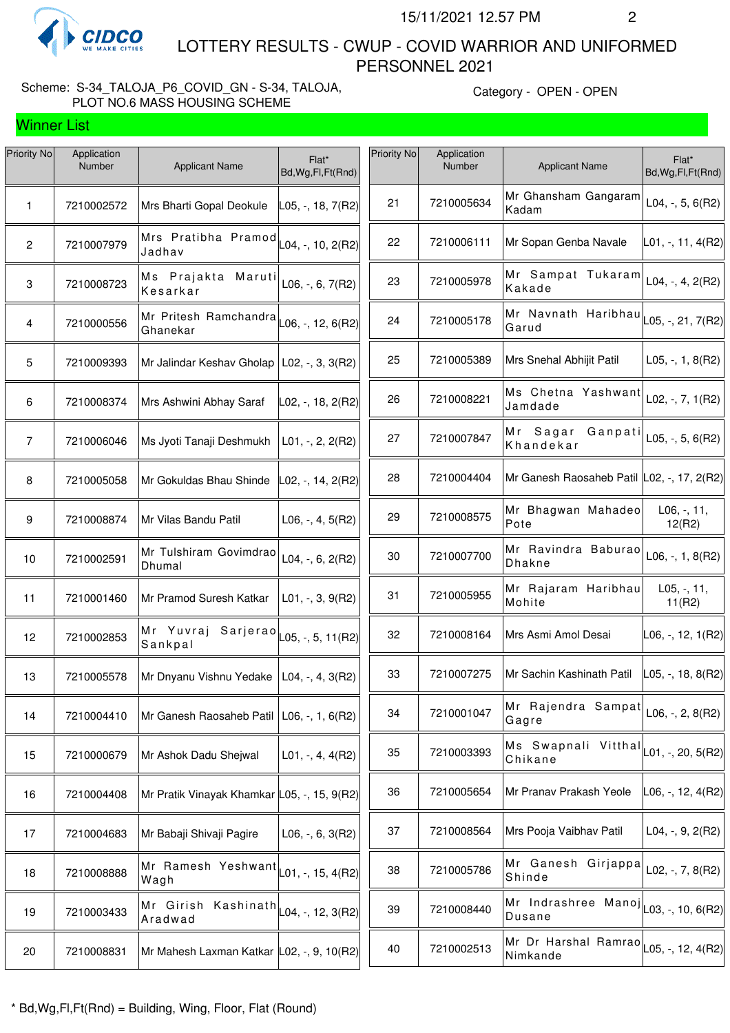15/11/2021 12.57 PM

# LOTTERY RESULTS - CWUP - COVID WARRIOR AND UNIFORMED PERSONNEL 2021

Scheme: S-34_TALOJA_P6_COVID_GN - S-34, TALOJA, PLOT NO.6 MASS HOUSING SCHEME

Category - OPEN - OPEN

## Winner List

| Priority No | Application Number | Applicant Name | Flat* Bd,Wg,Fl,Ft(Rnd) |
|---|---|---|---|
| 1 | 7210002572 | Mrs Bharti Gopal Deokule | L05, -, 18, 7(R2) |
| 2 | 7210007979 | Mrs Pratibha Pramod Jadhav | L04, -, 10, 2(R2) |
| 3 | 7210008723 | Ms Prajakta Maruti Kesarkar | L06, -, 6, 7(R2) |
| 4 | 7210000556 | Mr Pritesh Ramchandra Ghanekar | L06, -, 12, 6(R2) |
| 5 | 7210009393 | Mr Jalindar Keshav Gholap | L02, -, 3, 3(R2) |
| 6 | 7210008374 | Mrs Ashwini Abhay Saraf | L02, -, 18, 2(R2) |
| 7 | 7210006046 | Ms Jyoti Tanaji Deshmukh | L01, -, 2, 2(R2) |
| 8 | 7210005058 | Mr Gokuldas Bhau Shinde | L02, -, 14, 2(R2) |
| 9 | 7210008874 | Mr Vilas Bandu Patil | L06, -, 4, 5(R2) |
| 10 | 7210002591 | Mr Tulshiram Govimdrao Dhumal | L04, -, 6, 2(R2) |
| 11 | 7210001460 | Mr Pramod Suresh Katkar | L01, -, 3, 9(R2) |
| 12 | 7210002853 | Mr Yuvraj Sarjerao Sankpal | L05, -, 5, 11(R2) |
| 13 | 7210005578 | Mr Dnyanu Vishnu Yedake | L04, -, 4, 3(R2) |
| 14 | 7210004410 | Mr Ganesh Raosaheb Patil | L06, -, 1, 6(R2) |
| 15 | 7210000679 | Mr Ashok Dadu Shejwal | L01, -, 4, 4(R2) |
| 16 | 7210004408 | Mr Pratik Vinayak Khamkar | L05, -, 15, 9(R2) |
| 17 | 7210004683 | Mr Babaji Shivaji Pagire | L06, -, 6, 3(R2) |
| 18 | 7210008888 | Mr Ramesh Yeshwant Wagh | L01, -, 15, 4(R2) |
| 19 | 7210003433 | Mr Girish Kashinath Aradwad | L04, -, 12, 3(R2) |
| 20 | 7210008831 | Mr Mahesh Laxman Katkar | L02, -, 9, 10(R2) |
| 21 | 7210005634 | Mr Ghansham Gangaram Kadam | L04, -, 5, 6(R2) |
| 22 | 7210006111 | Mr Sopan Genba Navale | L01, -, 11, 4(R2) |
| 23 | 7210005978 | Mr Sampat Tukaram Kakade | L04, -, 4, 2(R2) |
| 24 | 7210005178 | Mr Navnath Haribhau Garud | L05, -, 21, 7(R2) |
| 25 | 7210005389 | Mrs Snehal Abhijit Patil | L05, -, 1, 8(R2) |
| 26 | 7210008221 | Ms Chetna Yashwant Jamdade | L02, -, 7, 1(R2) |
| 27 | 7210007847 | Mr Sagar Ganpati Khandekar | L05, -, 5, 6(R2) |
| 28 | 7210004404 | Mr Ganesh Raosaheb Patil | L02, -, 17, 2(R2) |
| 29 | 7210008575 | Mr Bhagwan Mahadeo Pote | L06, -, 11, 12(R2) |
| 30 | 7210007700 | Mr Ravindra Baburao Dhakne | L06, -, 1, 8(R2) |
| 31 | 7210005955 | Mr Rajaram Haribhau Mohite | L05, -, 11, 11(R2) |
| 32 | 7210008164 | Mrs Asmi Amol Desai | L06, -, 12, 1(R2) |
| 33 | 7210007275 | Mr Sachin Kashinath Patil | L05, -, 18, 8(R2) |
| 34 | 7210001047 | Mr Rajendra Sampat Gagre | L06, -, 2, 8(R2) |
| 35 | 7210003393 | Ms Swapnali Vitthal Chikane | L01, -, 20, 5(R2) |
| 36 | 7210005654 | Mr Pranav Prakash Yeole | L06, -, 12, 4(R2) |
| 37 | 7210008564 | Mrs Pooja Vaibhav Patil | L04, -, 9, 2(R2) |
| 38 | 7210005786 | Mr Ganesh Girjappa Shinde | L02, -, 7, 8(R2) |
| 39 | 7210008440 | Mr Indrashree Manoj Dusane | L03, -, 10, 6(R2) |
| 40 | 7210002513 | Mr Dr Harshal Ramrao Nimkande | L05, -, 12, 4(R2) |

* Bd,Wg,Fl,Ft(Rnd) = Building, Wing, Floor, Flat (Round)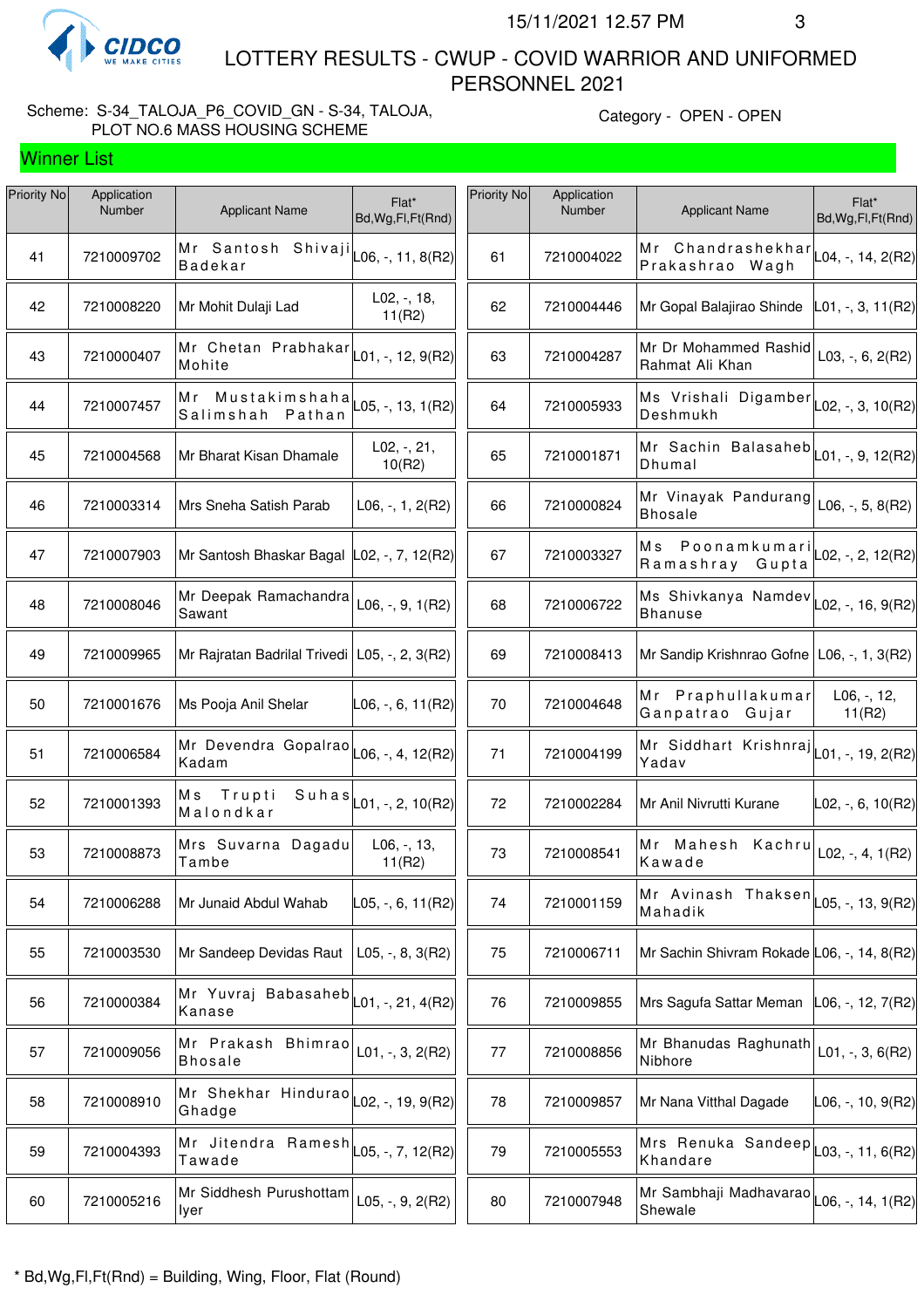# LOTTERY RESULTS - CWUP - COVID WARRIOR AND UNIFORMED PERSONNEL 2021

15/11/2021 12.57 PM

Scheme: S-34_TALOJA_P6_COVID_GN - S-34, TALOJA, PLOT NO.6 MASS HOUSING SCHEME

Category - OPEN - OPEN

## Winner List

| Priority No | Application Number | Applicant Name | Flat* Bd,Wg,Fl,Ft(Rnd) |
|---|---|---|---|
| 41 | 7210009702 | Mr Santosh Shivaji Badekar | L06, -, 11, 8(R2) |
| 42 | 7210008220 | Mr Mohit Dulaji Lad | L02, -, 18, 11(R2) |
| 43 | 7210000407 | Mr Chetan Prabhakar Mohite | L01, -, 12, 9(R2) |
| 44 | 7210007457 | Mr Mustakimshaha Salimshah Pathan | L05, -, 13, 1(R2) |
| 45 | 7210004568 | Mr Bharat Kisan Dhamale | L02, -, 21, 10(R2) |
| 46 | 7210003314 | Mrs Sneha Satish Parab | L06, -, 1, 2(R2) |
| 47 | 7210007903 | Mr Santosh Bhaskar Bagal | L02, -, 7, 12(R2) |
| 48 | 7210008046 | Mr Deepak Ramachandra Sawant | L06, -, 9, 1(R2) |
| 49 | 7210009965 | Mr Rajratan Badrilal Trivedi | L05, -, 2, 3(R2) |
| 50 | 7210001676 | Ms Pooja Anil Shelar | L06, -, 6, 11(R2) |
| 51 | 7210006584 | Mr Devendra Gopalrao Kadam | L06, -, 4, 12(R2) |
| 52 | 7210001393 | Ms Trupti Suhas Malondkar | L01, -, 2, 10(R2) |
| 53 | 7210008873 | Mrs Suvarna Dagadu Tambe | L06, -, 13, 11(R2) |
| 54 | 7210006288 | Mr Junaid Abdul Wahab | L05, -, 6, 11(R2) |
| 55 | 7210003530 | Mr Sandeep Devidas Raut | L05, -, 8, 3(R2) |
| 56 | 7210000384 | Mr Yuvraj Babasaheb Kanase | L01, -, 21, 4(R2) |
| 57 | 7210009056 | Mr Prakash Bhimrao Bhosale | L01, -, 3, 2(R2) |
| 58 | 7210008910 | Mr Shekhar Hindurao Ghadge | L02, -, 19, 9(R2) |
| 59 | 7210004393 | Mr Jitendra Ramesh Tawade | L05, -, 7, 12(R2) |
| 60 | 7210005216 | Mr Siddhesh Purushottam Iyer | L05, -, 9, 2(R2) |
| 61 | 7210004022 | Mr Chandrashekhar Prakashrao Wagh | L04, -, 14, 2(R2) |
| 62 | 7210004446 | Mr Gopal Balajirao Shinde | L01, -, 3, 11(R2) |
| 63 | 7210004287 | Mr Dr Mohammed Rashid Rahmat Ali Khan | L03, -, 6, 2(R2) |
| 64 | 7210005933 | Ms Vrishali Digamber Deshmukh | L02, -, 3, 10(R2) |
| 65 | 7210001871 | Mr Sachin Balasaheb Dhumal | L01, -, 9, 12(R2) |
| 66 | 7210000824 | Mr Vinayak Pandurang Bhosale | L06, -, 5, 8(R2) |
| 67 | 7210003327 | Ms Poonamkumari Ramashray Gupta | L02, -, 2, 12(R2) |
| 68 | 7210006722 | Ms Shivkanya Namdev Bhanuse | L02, -, 16, 9(R2) |
| 69 | 7210008413 | Mr Sandip Krishnrao Gofne | L06, -, 1, 3(R2) |
| 70 | 7210004648 | Mr Praphullakumar Ganpatrao Gujar | L06, -, 12, 11(R2) |
| 71 | 7210004199 | Mr Siddhart Krishnraj Yadav | L01, -, 19, 2(R2) |
| 72 | 7210002284 | Mr Anil Nivrutti Kurane | L02, -, 6, 10(R2) |
| 73 | 7210008541 | Mr Mahesh Kachru Kawade | L02, -, 4, 1(R2) |
| 74 | 7210001159 | Mr Avinash Thaksen Mahadik | L05, -, 13, 9(R2) |
| 75 | 7210006711 | Mr Sachin Shivram Rokade | L06, -, 14, 8(R2) |
| 76 | 7210009855 | Mrs Sagufa Sattar Meman | L06, -, 12, 7(R2) |
| 77 | 7210008856 | Mr Bhanudas Raghunath Nibhore | L01, -, 3, 6(R2) |
| 78 | 7210009857 | Mr Nana Vitthal Dagade | L06, -, 10, 9(R2) |
| 79 | 7210005553 | Mrs Renuka Sandeep Khandare | L03, -, 11, 6(R2) |
| 80 | 7210007948 | Mr Sambhaji Madhavarao Shewale | L06, -, 14, 1(R2) |

\* Bd,Wg,Fl,Ft(Rnd) = Building, Wing, Floor, Flat (Round)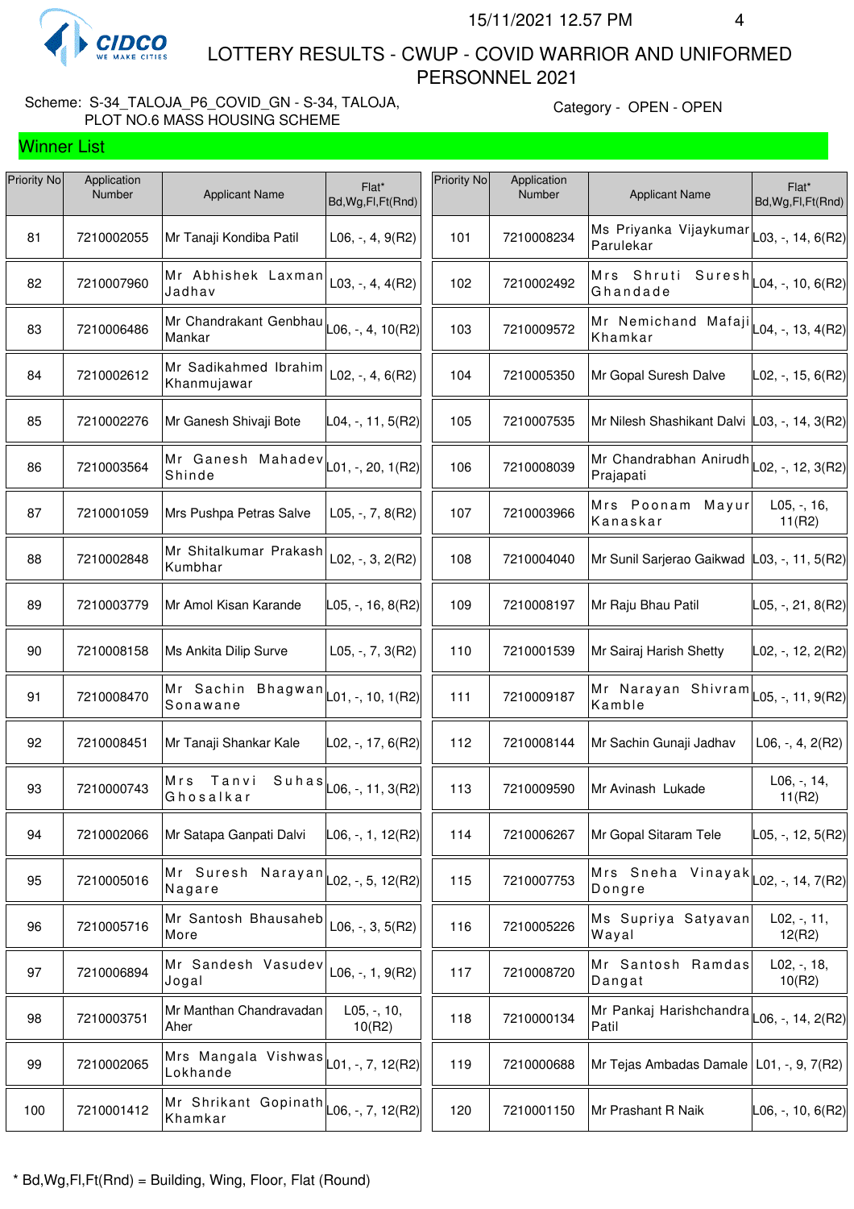# LOTTERY RESULTS - CWUP - COVID WARRIOR AND UNIFORMED PERSONNEL 2021

Scheme: S-34_TALOJA_P6_COVID_GN - S-34, TALOJA, PLOT NO.6 MASS HOUSING SCHEME

Category - OPEN - OPEN

## Winner List

| Priority No | Application Number | Applicant Name | Flat* Bd,Wg,Fl,Ft(Rnd) |
|---|---|---|---|
| 81 | 7210002055 | Mr Tanaji Kondiba Patil | L06, -, 4, 9(R2) |
| 82 | 7210007960 | Mr Abhishek Laxman Jadhav | L03, -, 4, 4(R2) |
| 83 | 7210006486 | Mr Chandrakant Genbhau Mankar | L06, -, 4, 10(R2) |
| 84 | 7210002612 | Mr Sadikahmed Ibrahim Khanmujawar | L02, -, 4, 6(R2) |
| 85 | 7210002276 | Mr Ganesh Shivaji Bote | L04, -, 11, 5(R2) |
| 86 | 7210003564 | Mr Ganesh Mahadev Shinde | L01, -, 20, 1(R2) |
| 87 | 7210001059 | Mrs Pushpa Petras Salve | L05, -, 7, 8(R2) |
| 88 | 7210002848 | Mr Shitalkumar Prakash Kumbhar | L02, -, 3, 2(R2) |
| 89 | 7210003779 | Mr Amol Kisan Karande | L05, -, 16, 8(R2) |
| 90 | 7210008158 | Ms Ankita Dilip Surve | L05, -, 7, 3(R2) |
| 91 | 7210008470 | Mr Sachin Bhagwan Sonawane | L01, -, 10, 1(R2) |
| 92 | 7210008451 | Mr Tanaji Shankar Kale | L02, -, 17, 6(R2) |
| 93 | 7210000743 | Mrs Tanvi Suhas Ghosalkar | L06, -, 11, 3(R2) |
| 94 | 7210002066 | Mr Satapa Ganpati Dalvi | L06, -, 1, 12(R2) |
| 95 | 7210005016 | Mr Suresh Narayan Nagare | L02, -, 5, 12(R2) |
| 96 | 7210005716 | Mr Santosh Bhausaheb More | L06, -, 3, 5(R2) |
| 97 | 7210006894 | Mr Sandesh Vasudev Jogal | L06, -, 1, 9(R2) |
| 98 | 7210003751 | Mr Manthan Chandravadan Aher | L05, -, 10, 10(R2) |
| 99 | 7210002065 | Mrs Mangala Vishwas Lokhande | L01, -, 7, 12(R2) |
| 100 | 7210001412 | Mr Shrikant Gopinath Khamkar | L06, -, 7, 12(R2) |
| 101 | 7210008234 | Ms Priyanka Vijaykumar Parulekar | L03, -, 14, 6(R2) |
| 102 | 7210002492 | Mrs Shruti Suresh Ghandade | L04, -, 10, 6(R2) |
| 103 | 7210009572 | Mr Nemichand Mafaji Khamkar | L04, -, 13, 4(R2) |
| 104 | 7210005350 | Mr Gopal Suresh Dalve | L02, -, 15, 6(R2) |
| 105 | 7210007535 | Mr Nilesh Shashikant Dalvi | L03, -, 14, 3(R2) |
| 106 | 7210008039 | Mr Chandrabhan Anirudh Prajapati | L02, -, 12, 3(R2) |
| 107 | 7210003966 | Mrs Poonam Mayur Kanaskar | L05, -, 16, 11(R2) |
| 108 | 7210004040 | Mr Sunil Sarjerao Gaikwad | L03, -, 11, 5(R2) |
| 109 | 7210008197 | Mr Raju Bhau Patil | L05, -, 21, 8(R2) |
| 110 | 7210001539 | Mr Sairaj Harish Shetty | L02, -, 12, 2(R2) |
| 111 | 7210009187 | Mr Narayan Shivram Kamble | L05, -, 11, 9(R2) |
| 112 | 7210008144 | Mr Sachin Gunaji Jadhav | L06, -, 4, 2(R2) |
| 113 | 7210009590 | Mr Avinash Lukade | L06, -, 14, 11(R2) |
| 114 | 7210006267 | Mr Gopal Sitaram Tele | L05, -, 12, 5(R2) |
| 115 | 7210007753 | Mrs Sneha Vinayak Dongre | L02, -, 14, 7(R2) |
| 116 | 7210005226 | Ms Supriya Satyavan Wayal | L02, -, 11, 12(R2) |
| 117 | 7210008720 | Mr Santosh Ramdas Dangat | L02, -, 18, 10(R2) |
| 118 | 7210000134 | Mr Pankaj Harishchandra Patil | L06, -, 14, 2(R2) |
| 119 | 7210000688 | Mr Tejas Ambadas Damale | L01, -, 9, 7(R2) |
| 120 | 7210001150 | Mr Prashant R Naik | L06, -, 10, 6(R2) |

* Bd,Wg,Fl,Ft(Rnd) = Building, Wing, Floor, Flat (Round)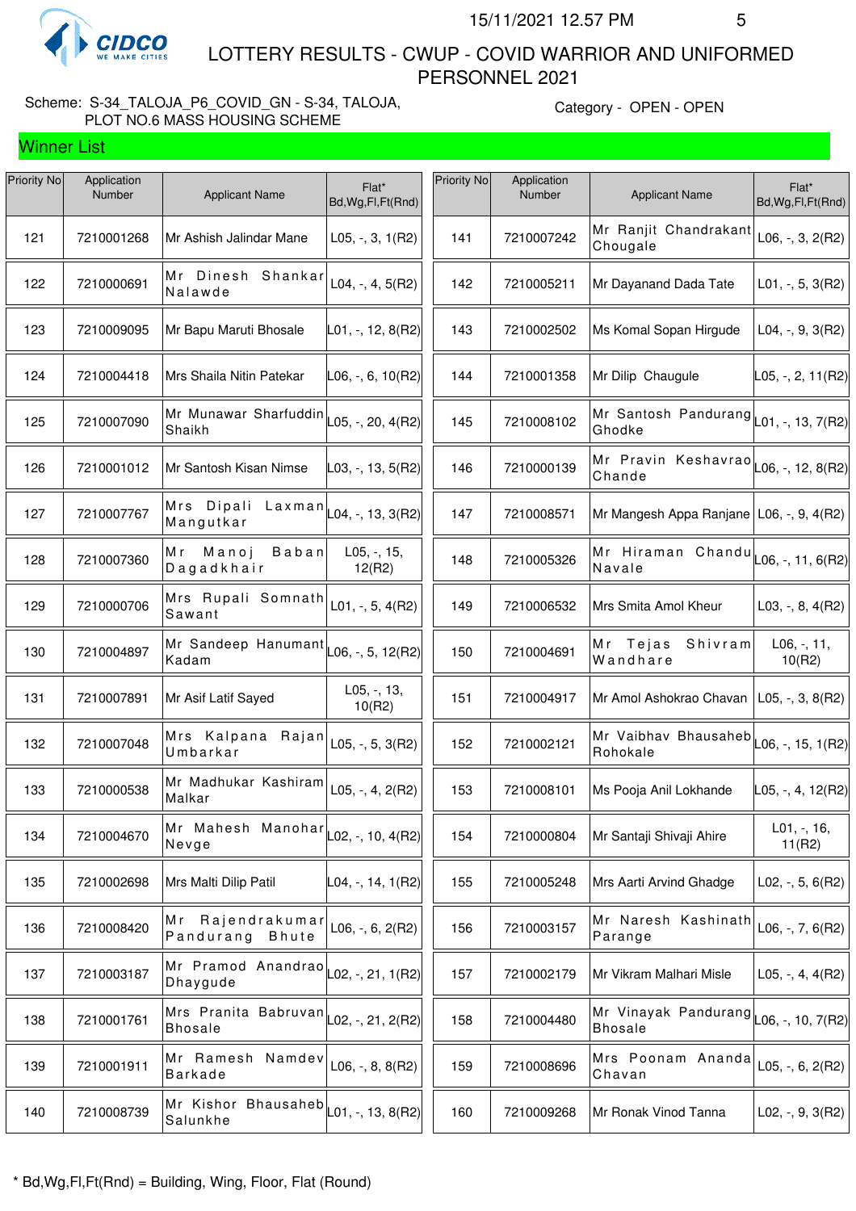LOTTERY RESULTS - CWUP - COVID WARRIOR AND UNIFORMED PERSONNEL 2021

Scheme: S-34_TALOJA_P6_COVID_GN - S-34, TALOJA, PLOT NO.6 MASS HOUSING SCHEME

Category - OPEN - OPEN

## Winner List

| Priority No | Application Number | Applicant Name | Flat* Bd,Wg,Fl,Ft(Rnd) |
|---|---|---|---|
| 121 | 7210001268 | Mr Ashish Jalindar Mane | L05, -, 3, 1(R2) |
| 122 | 7210000691 | Mr Dinesh Shankar Nalawde | L04, -, 4, 5(R2) |
| 123 | 7210009095 | Mr Bapu Maruti Bhosale | L01, -, 12, 8(R2) |
| 124 | 7210004418 | Mrs Shaila Nitin Patekar | L06, -, 6, 10(R2) |
| 125 | 7210007090 | Mr Munawar Sharfuddin Shaikh | L05, -, 20, 4(R2) |
| 126 | 7210001012 | Mr Santosh Kisan Nimse | L03, -, 13, 5(R2) |
| 127 | 7210007767 | Mrs Dipali Laxman Mangutkar | L04, -, 13, 3(R2) |
| 128 | 7210007360 | Mr Manoj Baban Dagadkhair | L05, -, 15, 12(R2) |
| 129 | 7210000706 | Mrs Rupali Somnath Sawant | L01, -, 5, 4(R2) |
| 130 | 7210004897 | Mr Sandeep Hanumant Kadam | L06, -, 5, 12(R2) |
| 131 | 7210007891 | Mr Asif Latif Sayed | L05, -, 13, 10(R2) |
| 132 | 7210007048 | Mrs Kalpana Rajan Umbarkar | L05, -, 5, 3(R2) |
| 133 | 7210000538 | Mr Madhukar Kashiram Malkar | L05, -, 4, 2(R2) |
| 134 | 7210004670 | Mr Mahesh Manohar Nevge | L02, -, 10, 4(R2) |
| 135 | 7210002698 | Mrs Malti Dilip Patil | L04, -, 14, 1(R2) |
| 136 | 7210008420 | Mr Rajendrakumar Pandurang Bhute | L06, -, 6, 2(R2) |
| 137 | 7210003187 | Mr Pramod Anandrao Dhaygude | L02, -, 21, 1(R2) |
| 138 | 7210001761 | Mrs Pranita Babruvan Bhosale | L02, -, 21, 2(R2) |
| 139 | 7210001911 | Mr Ramesh Namdev Barkade | L06, -, 8, 8(R2) |
| 140 | 7210008739 | Mr Kishor Bhausaheb Salunkhe | L01, -, 13, 8(R2) |
| 141 | 7210007242 | Mr Ranjit Chandrakant Chougale | L06, -, 3, 2(R2) |
| 142 | 7210005211 | Mr Dayanand Dada Tate | L01, -, 5, 3(R2) |
| 143 | 7210002502 | Ms Komal Sopan Hirgude | L04, -, 9, 3(R2) |
| 144 | 7210001358 | Mr Dilip  Chaugule | L05, -, 2, 11(R2) |
| 145 | 7210008102 | Mr Santosh Pandurang Ghodke | L01, -, 13, 7(R2) |
| 146 | 7210000139 | Mr Pravin Keshavrao Chande | L06, -, 12, 8(R2) |
| 147 | 7210008571 | Mr Mangesh Appa Ranjane | L06, -, 9, 4(R2) |
| 148 | 7210005326 | Mr Hiraman Chandu Navale | L06, -, 11, 6(R2) |
| 149 | 7210006532 | Mrs Smita Amol Kheur | L03, -, 8, 4(R2) |
| 150 | 7210004691 | Mr Tejas Shivram Wandhare | L06, -, 11, 10(R2) |
| 151 | 7210004917 | Mr Amol Ashokrao Chavan | L05, -, 3, 8(R2) |
| 152 | 7210002121 | Mr Vaibhav Bhausaheb Rohokale | L06, -, 15, 1(R2) |
| 153 | 7210008101 | Ms Pooja Anil Lokhande | L05, -, 4, 12(R2) |
| 154 | 7210000804 | Mr Santaji Shivaji Ahire | L01, -, 16, 11(R2) |
| 155 | 7210005248 | Mrs Aarti Arvind Ghadge | L02, -, 5, 6(R2) |
| 156 | 7210003157 | Mr Naresh Kashinath Parange | L06, -, 7, 6(R2) |
| 157 | 7210002179 | Mr Vikram Malhari Misle | L05, -, 4, 4(R2) |
| 158 | 7210004480 | Mr Vinayak Pandurang Bhosale | L06, -, 10, 7(R2) |
| 159 | 7210008696 | Mrs Poonam Ananda Chavan | L05, -, 6, 2(R2) |
| 160 | 7210009268 | Mr Ronak Vinod Tanna | L02, -, 9, 3(R2) |

* Bd,Wg,Fl,Ft(Rnd) = Building, Wing, Floor, Flat (Round)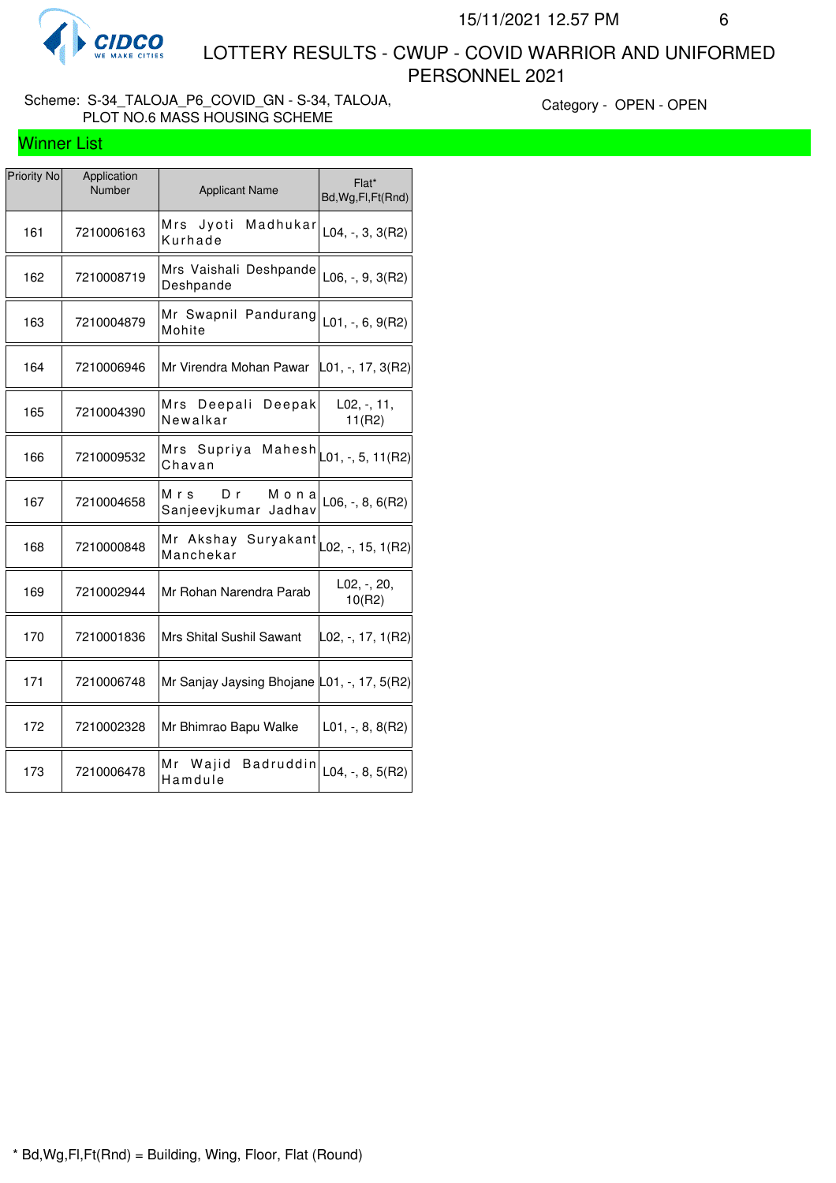# LOTTERY RESULTS - CWUP - COVID WARRIOR AND UNIFORMED PERSONNEL 2021

15/11/2021 12.57 PM

Scheme: S-34_TALOJA_P6_COVID_GN - S-34, TALOJA, PLOT NO.6 MASS HOUSING SCHEME

Category - OPEN - OPEN

## Winner List

| Priority No | Application Number | Applicant Name | Flat* Bd,Wg,Fl,Ft(Rnd) |
|---|---|---|---|
| 161 | 7210006163 | Mrs Jyoti Madhukar Kurhade | L04, -, 3, 3(R2) |
| 162 | 7210008719 | Mrs Vaishali Deshpande Deshpande | L06, -, 9, 3(R2) |
| 163 | 7210004879 | Mr Swapnil Pandurang Mohite | L01, -, 6, 9(R2) |
| 164 | 7210006946 | Mr Virendra Mohan Pawar | L01, -, 17, 3(R2) |
| 165 | 7210004390 | Mrs Deepali Deepak Newalkar | L02, -, 11, 11(R2) |
| 166 | 7210009532 | Mrs Supriya Mahesh Chavan | L01, -, 5, 11(R2) |
| 167 | 7210004658 | Mrs Dr Mona Sanjeevjkumar Jadhav | L06, -, 8, 6(R2) |
| 168 | 7210000848 | Mr Akshay Suryakant Manchekar | L02, -, 15, 1(R2) |
| 169 | 7210002944 | Mr Rohan Narendra Parab | L02, -, 20, 10(R2) |
| 170 | 7210001836 | Mrs Shital Sushil Sawant | L02, -, 17, 1(R2) |
| 171 | 7210006748 | Mr Sanjay Jaysing Bhojane | L01, -, 17, 5(R2) |
| 172 | 7210002328 | Mr Bhimrao Bapu Walke | L01, -, 8, 8(R2) |
| 173 | 7210006478 | Mr Wajid Badruddin Hamdule | L04, -, 8, 5(R2) |

* Bd,Wg,Fl,Ft(Rnd) = Building, Wing, Floor, Flat (Round)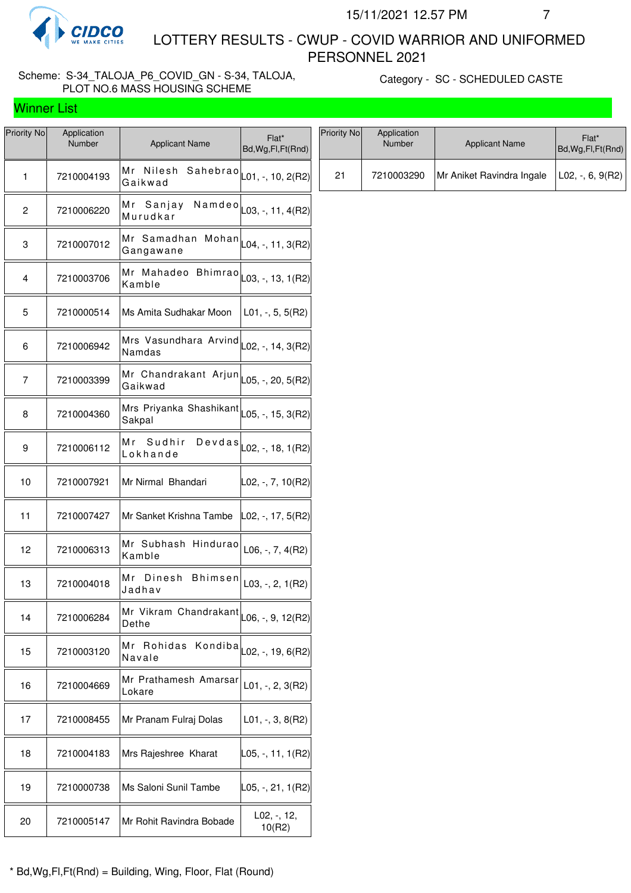# LOTTERY RESULTS - CWUP - COVID WARRIOR AND UNIFORMED PERSONNEL 2021

Scheme: S-34_TALOJA_P6_COVID_GN - S-34, TALOJA, PLOT NO.6 MASS HOUSING SCHEME

Category - SC - SCHEDULED CASTE

## Winner List

| Priority No | Application Number | Applicant Name | Flat* Bd,Wg,Fl,Ft(Rnd) |
|---|---|---|---|
| 1 | 7210004193 | Mr Nilesh Sahebrao Gaikwad | L01, -, 10, 2(R2) |
| 2 | 7210006220 | Mr Sanjay Namdeo Murudkar | L03, -, 11, 4(R2) |
| 3 | 7210007012 | Mr Samadhan Mohan Gangawane | L04, -, 11, 3(R2) |
| 4 | 7210003706 | Mr Mahadeo Bhimrao Kamble | L03, -, 13, 1(R2) |
| 5 | 7210000514 | Ms Amita Sudhakar Moon | L01, -, 5, 5(R2) |
| 6 | 7210006942 | Mrs Vasundhara Arvind Namdas | L02, -, 14, 3(R2) |
| 7 | 7210003399 | Mr Chandrakant Arjun Gaikwad | L05, -, 20, 5(R2) |
| 8 | 7210004360 | Mrs Priyanka Shashikant Sakpal | L05, -, 15, 3(R2) |
| 9 | 7210006112 | Mr Sudhir Devdas Lokhande | L02, -, 18, 1(R2) |
| 10 | 7210007921 | Mr Nirmal Bhandari | L02, -, 7, 10(R2) |
| 11 | 7210007427 | Mr Sanket Krishna Tambe | L02, -, 17, 5(R2) |
| 12 | 7210006313 | Mr Subhash Hindurao Kamble | L06, -, 7, 4(R2) |
| 13 | 7210004018 | Mr Dinesh Bhimsen Jadhav | L03, -, 2, 1(R2) |
| 14 | 7210006284 | Mr Vikram Chandrakant Dethe | L06, -, 9, 12(R2) |
| 15 | 7210003120 | Mr Rohidas Kondiba Navale | L02, -, 19, 6(R2) |
| 16 | 7210004669 | Mr Prathamesh Amarsar Lokare | L01, -, 2, 3(R2) |
| 17 | 7210008455 | Mr Pranam Fulraj Dolas | L01, -, 3, 8(R2) |
| 18 | 7210004183 | Mrs Rajeshree Kharat | L05, -, 11, 1(R2) |
| 19 | 7210000738 | Ms Saloni Sunil Tambe | L05, -, 21, 1(R2) |
| 20 | 7210005147 | Mr Rohit Ravindra Bobade | L02, -, 12, 10(R2) |
| 21 | 7210003290 | Mr Aniket Ravindra Ingale | L02, -, 6, 9(R2) |

* Bd,Wg,Fl,Ft(Rnd) = Building, Wing, Floor, Flat (Round)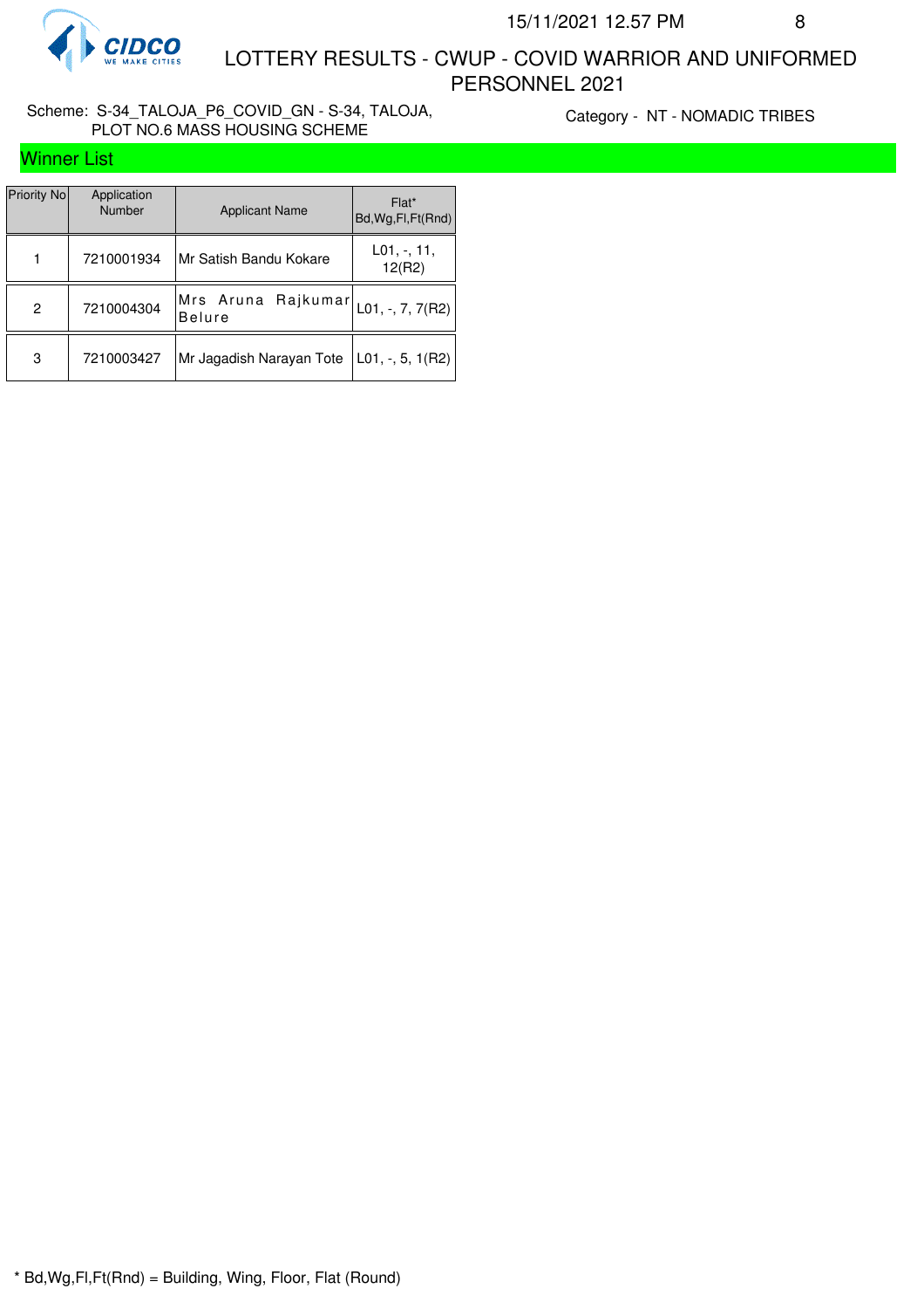# LOTTERY RESULTS - CWUP - COVID WARRIOR AND UNIFORMED PERSONNEL 2021

Scheme: S-34_TALOJA_P6_COVID_GN - S-34, TALOJA, PLOT NO.6 MASS HOUSING SCHEME

Category - NT - NOMADIC TRIBES

## Winner List

| Priority No | Application Number | Applicant Name | Flat* Bd,Wg,Fl,Ft(Rnd) |
|---|---|---|---|
| 1 | 7210001934 | Mr Satish Bandu Kokare | L01, -, 11, 12(R2) |
| 2 | 7210004304 | Mrs Aruna Rajkumar Belure | L01, -, 7, 7(R2) |
| 3 | 7210003427 | Mr Jagadish Narayan Tote | L01, -, 5, 1(R2) |

* Bd,Wg,Fl,Ft(Rnd) = Building, Wing, Floor, Flat (Round)